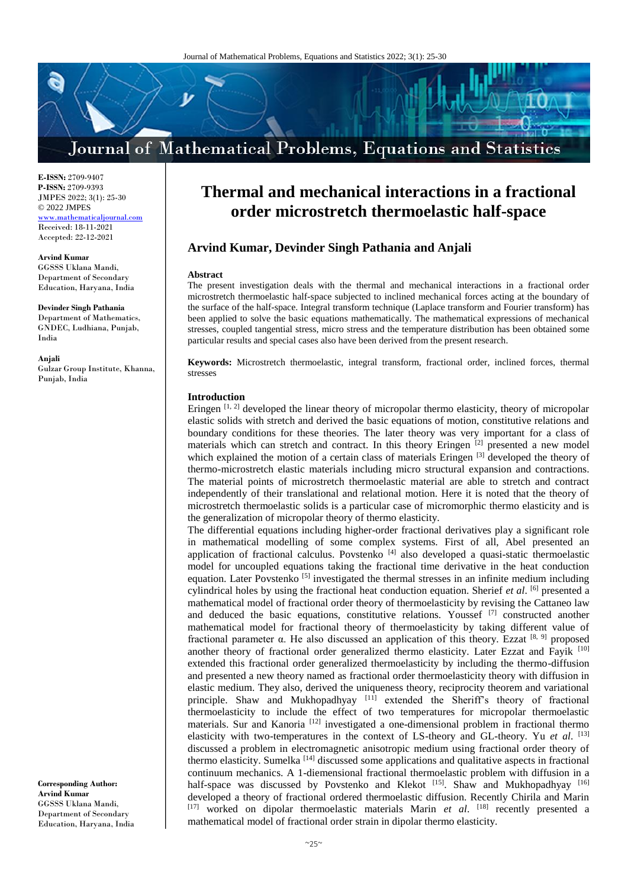# Thermal and mechanical interactions in a fractional order microstretch thermoelastic half-space

## Arvind Kumar, Devinder Singh Pathania and Anjali

**E-ISSN:** 2709-9407
**P-ISSN:** 2709-9393
JMPES 2022; 3(1): 25-30
© 2022 JMPES
www.mathematicaljournal.com
Received: 18-11-2021
Accepted: 22-12-2021

**Arvind Kumar**
GGSSS Uklana Mandi, Department of Secondary Education, Haryana, India

**Devinder Singh Pathania**
Department of Mathematics, GNDEC, Ludhiana, Punjab, India

**Anjali**
Gulzar Group Institute, Khanna, Punjab, India

**Corresponding Author:**
**Arvind Kumar**
GGSSS Uklana Mandi, Department of Secondary Education, Haryana, India

### Abstract

The present investigation deals with the thermal and mechanical interactions in a fractional order microstretch thermoelastic half-space subjected to inclined mechanical forces acting at the boundary of the surface of the half-space. Integral transform technique (Laplace transform and Fourier transform) has been applied to solve the basic equations mathematically. The mathematical expressions of mechanical stresses, coupled tangential stress, micro stress and the temperature distribution has been obtained some particular results and special cases also have been derived from the present research.

**Keywords:** Microstretch thermoelastic, integral transform, fractional order, inclined forces, thermal stresses

### Introduction

Eringen [1, 2] developed the linear theory of micropolar thermo elasticity, theory of micropolar elastic solids with stretch and derived the basic equations of motion, constitutive relations and boundary conditions for these theories. The later theory was very important for a class of materials which can stretch and contract. In this theory Eringen [2] presented a new model which explained the motion of a certain class of materials Eringen [3] developed the theory of thermo-microstretch elastic materials including micro structural expansion and contractions. The material points of microstretch thermoelastic material are able to stretch and contract independently of their translational and relational motion. Here it is noted that the theory of microstretch thermoelastic solids is a particular case of micromorphic thermo elasticity and is the generalization of micropolar theory of thermo elasticity.

The differential equations including higher-order fractional derivatives play a significant role in mathematical modelling of some complex systems. First of all, Abel presented an application of fractional calculus. Povstenko [4] also developed a quasi-static thermoelastic model for uncoupled equations taking the fractional time derivative in the heat conduction equation. Later Povstenko [5] investigated the thermal stresses in an infinite medium including cylindrical holes by using the fractional heat conduction equation. Sherief *et al.* [6] presented a mathematical model of fractional order theory of thermoelasticity by revising the Cattaneo law and deduced the basic equations, constitutive relations. Youssef [7] constructed another mathematical model for fractional theory of thermoelasticity by taking different value of fractional parameter α. He also discussed an application of this theory. Ezzat [8, 9] proposed another theory of fractional order generalized thermo elasticity. Later Ezzat and Fayik [10] extended this fractional order generalized thermoelasticity by including the thermo-diffusion and presented a new theory named as fractional order thermoelasticity theory with diffusion in elastic medium. They also, derived the uniqueness theory, reciprocity theorem and variational principle. Shaw and Mukhopadhyay [11] extended the Sheriff's theory of fractional thermoelasticity to include the effect of two temperatures for micropolar thermoelastic materials. Sur and Kanoria [12] investigated a one-dimensional problem in fractional thermo elasticity with two-temperatures in the context of LS-theory and GL-theory. Yu *et al.* [13] discussed a problem in electromagnetic anisotropic medium using fractional order theory of thermo elasticity. Sumelka [14] discussed some applications and qualitative aspects in fractional continuum mechanics. A 1-diemensional fractional thermoelastic problem with diffusion in a half-space was discussed by Povstenko and Klekot [15]. Shaw and Mukhopadhyay [16] developed a theory of fractional ordered thermoelastic diffusion. Recently Chirila and Marin [17] worked on dipolar thermoelastic materials Marin *et al.* [18] recently presented a mathematical model of fractional order strain in dipolar thermo elasticity.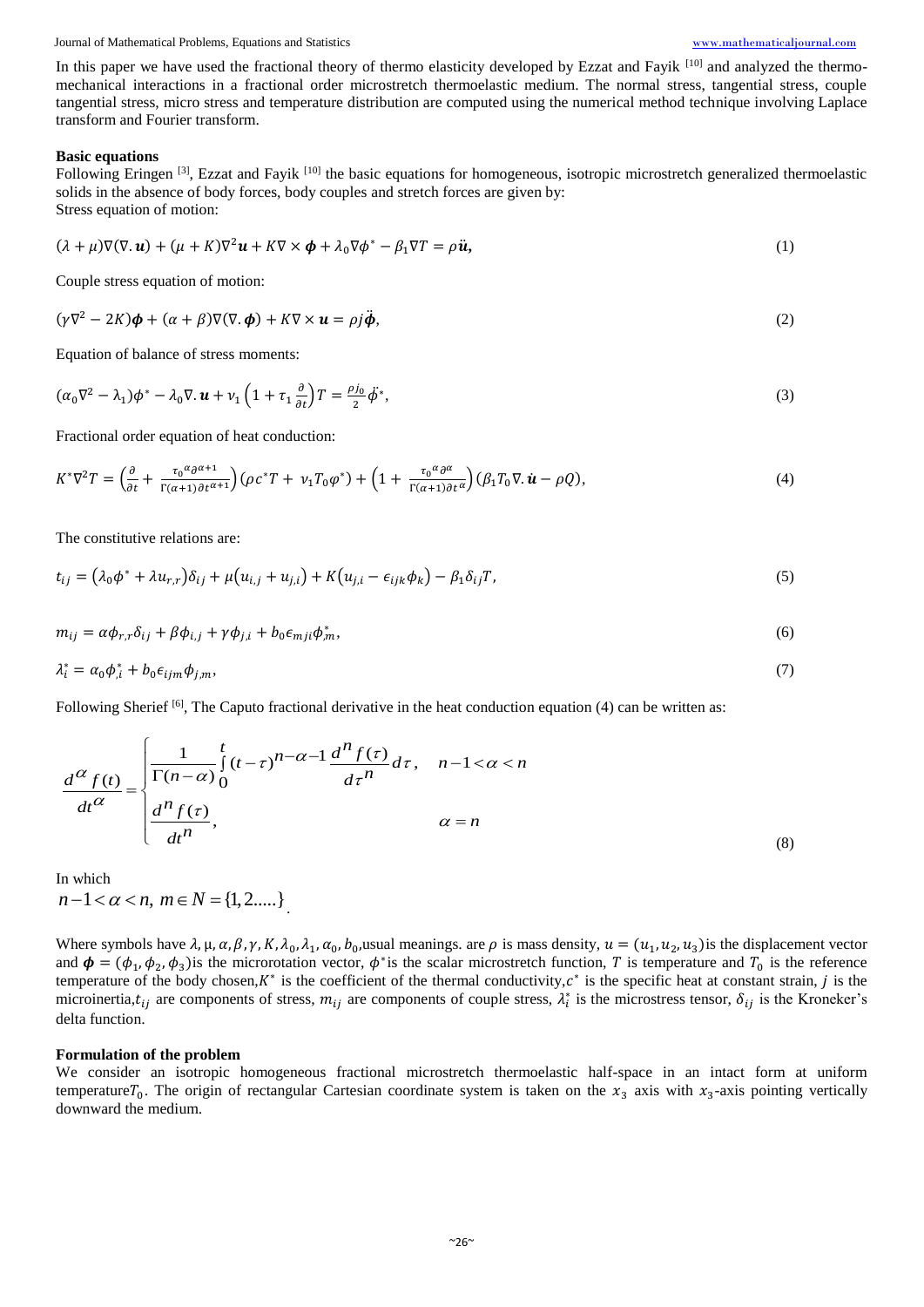In this paper we have used the fractional theory of thermo elasticity developed by Ezzat and Fayik [10] and analyzed the thermo-mechanical interactions in a fractional order microstretch thermoelastic medium. The normal stress, tangential stress, couple tangential stress, micro stress and temperature distribution are computed using the numerical method technique involving Laplace transform and Fourier transform.

**Basic equations**

Following Eringen [3], Ezzat and Fayik [10] the basic equations for homogeneous, isotropic microstretch generalized thermoelastic solids in the absence of body forces, body couples and stretch forces are given by:

Stress equation of motion:

$$(\lambda+\mu)\nabla(\nabla.\boldsymbol{u})+(\mu+K)\nabla^2\boldsymbol{u}+K\nabla\times\boldsymbol{\phi}+\lambda_0\nabla\phi^*-\beta_1\nabla T=\rho\ddot{\boldsymbol{u}}, \tag{1}$$

Couple stress equation of motion:

$$(\gamma\nabla^2-2K)\boldsymbol{\phi}+(\alpha+\beta)\nabla(\nabla.\boldsymbol{\phi})+K\nabla\times\boldsymbol{u}=\rho j\ddot{\boldsymbol{\phi}}, \tag{2}$$

Equation of balance of stress moments:

$$(\alpha_0\nabla^2-\lambda_1)\phi^*-\lambda_0\nabla.\boldsymbol{u}+\nu_1\left(1+\tau_1\frac{\partial}{\partial t}\right)T=\frac{\rho j_0}{2}\ddot{\phi}^*, \tag{3}$$

Fractional order equation of heat conduction:

$$K^*\nabla^2T=\left(\frac{\partial}{\partial t}+\frac{\tau_0{}^{\alpha}\partial^{\alpha+1}}{\Gamma(\alpha+1)\partial t^{\alpha+1}}\right)(\rho c^*T+\nu_1T_0\varphi^*)+\left(1+\frac{\tau_0{}^{\alpha}\partial^{\alpha}}{\Gamma(\alpha+1)\partial t^{\alpha}}\right)(\beta_1T_0\nabla.\dot{\boldsymbol{u}}-\rho Q), \tag{4}$$

The constitutive relations are:

$$t_{ij}=(\lambda_0\phi^*+\lambda u_{r,r})\delta_{ij}+\mu(u_{i,j}+u_{j,i})+K(u_{j,i}-\epsilon_{ijk}\phi_k)-\beta_1\delta_{ij}T, \tag{5}$$

$$m_{ij}=\alpha\phi_{r,r}\delta_{ij}+\beta\phi_{i,j}+\gamma\phi_{j,i}+b_0\epsilon_{mji}\phi^*_{,m}, \tag{6}$$

$$\lambda_i^*=\alpha_0\phi^*_{,i}+b_0\epsilon_{ijm}\phi_{j,m}, \tag{7}$$

Following Sherief [6], The Caputo fractional derivative in the heat conduction equation (4) can be written as:

$$\frac{d^{\alpha}f(t)}{dt^{\alpha}}=\begin{cases}\dfrac{1}{\Gamma(n-\alpha)}\displaystyle\int_0^t(t-\tau)^{n-\alpha-1}\frac{d^nf(\tau)}{d\tau^n}d\tau, & n-1<\alpha<n\\[2ex] \dfrac{d^nf(\tau)}{dt^n}, & \alpha=n\end{cases} \tag{8}$$

In which

$n-1<\alpha<n,\ m\in N=\{1,2.....\}$.

Where symbols have $\lambda,\mu,\alpha,\beta,\gamma,K,\lambda_0,\lambda_1,\alpha_0,b_0$,usual meanings. are $\rho$ is mass density, $u=(u_1,u_2,u_3)$is the displacement vector and $\boldsymbol{\phi}=(\phi_1,\phi_2,\phi_3)$is the microrotation vector, $\phi^*$is the scalar microstretch function, $T$ is temperature and $T_0$ is the reference temperature of the body chosen,$K^*$ is the coefficient of the thermal conductivity,$c^*$ is the specific heat at constant strain, $j$ is the microinertia,$t_{ij}$ are components of stress, $m_{ij}$ are components of couple stress, $\lambda_i^*$ is the microstress tensor, $\delta_{ij}$ is the Kroneker's delta function.

**Formulation of the problem**

We consider an isotropic homogeneous fractional microstretch thermoelastic half-space in an intact form at uniform temperature$T_0$. The origin of rectangular Cartesian coordinate system is taken on the $x_3$ axis with $x_3$-axis pointing vertically downward the medium.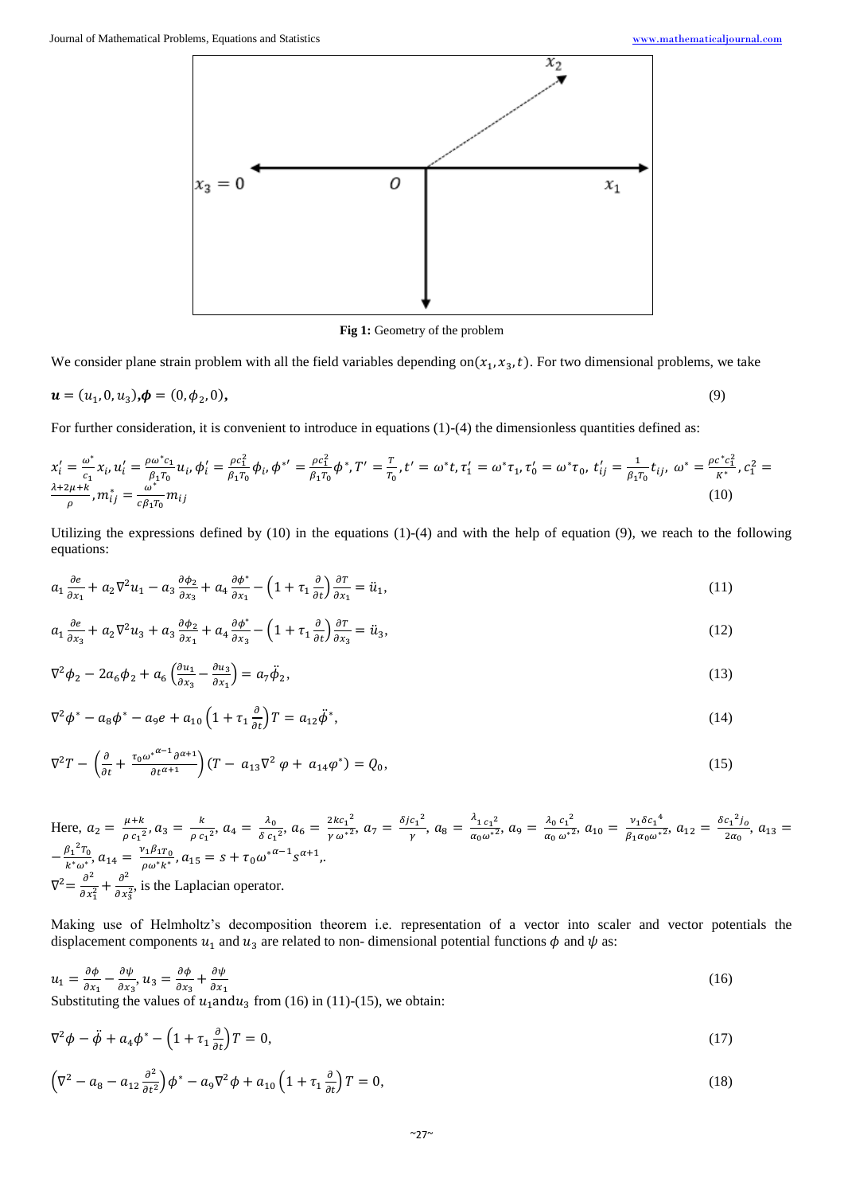Fig 1: Geometry of the problem

We consider plane strain problem with all the field variables depending on$(x_1, x_3, t)$. For two dimensional problems, we take

$$\boldsymbol{u} = (u_1, 0, u_3), \boldsymbol{\phi} = (0, \phi_2, 0), \tag{9}$$

For further consideration, it is convenient to introduce in equations (1)-(4) the dimensionless quantities defined as:

$$x_i' = \frac{\omega^*}{c_1} x_i, u_i' = \frac{\rho \omega^* c_1}{\beta_1 T_0} u_i, \phi_i' = \frac{\rho c_1^2}{\beta_1 T_0} \phi_i, \phi^{*\prime} = \frac{\rho c_1^2}{\beta_1 T_0} \phi^*, T' = \frac{T}{T_0}, t' = \omega^* t, \tau_1' = \omega^* \tau_1, \tau_0' = \omega^* \tau_0, t_{ij}' = \frac{1}{\beta_1 T_0} t_{ij}, \omega^* = \frac{\rho c^* c_1^2}{K^*}, c_1^2 = \frac{\lambda + 2\mu + k}{\rho}, m_{ij}^* = \frac{\omega^*}{c \beta_1 T_0} m_{ij} \tag{10}$$

Utilizing the expressions defined by (10) in the equations (1)-(4) and with the help of equation (9), we reach to the following equations:

$$a_1 \frac{\partial e}{\partial x_1} + a_2 \nabla^2 u_1 - a_3 \frac{\partial \phi_2}{\partial x_3} + a_4 \frac{\partial \phi^*}{\partial x_1} - \left(1 + \tau_1 \frac{\partial}{\partial t}\right) \frac{\partial T}{\partial x_1} = \ddot{u}_1, \tag{11}$$

$$a_1 \frac{\partial e}{\partial x_3} + a_2 \nabla^2 u_3 + a_3 \frac{\partial \phi_2}{\partial x_1} + a_4 \frac{\partial \phi^*}{\partial x_3} - \left(1 + \tau_1 \frac{\partial}{\partial t}\right) \frac{\partial T}{\partial x_3} = \ddot{u}_3, \tag{12}$$

$$\nabla^2 \phi_2 - 2a_6 \phi_2 + a_6 \left(\frac{\partial u_1}{\partial x_3} - \frac{\partial u_3}{\partial x_1}\right) = a_7 \ddot{\phi}_2, \tag{13}$$

$$\nabla^2 \phi^* - a_8 \phi^* - a_9 e + a_{10} \left(1 + \tau_1 \frac{\partial}{\partial t}\right) T = a_{12} \ddot{\phi}^*, \tag{14}$$

$$\nabla^2 T - \left(\frac{\partial}{\partial t} + \frac{\tau_0 {\omega^*}^{\alpha - 1} \partial^{\alpha + 1}}{\partial t^{\alpha + 1}}\right) (T - a_{13} \nabla^2 \varphi + a_{14} \varphi^*) = Q_0, \tag{15}$$

Here, $a_2 = \frac{\mu + k}{\rho\, {c_1}^2}$, $a_3 = \frac{k}{\rho\, {c_1}^2}$, $a_4 = \frac{\lambda_0}{\delta\, {c_1}^2}$, $a_6 = \frac{2k{c_1}^2}{\gamma\, {\omega^*}^2}$, $a_7 = \frac{\delta j {c_1}^2}{\gamma}$, $a_8 = \frac{\lambda_1 {c_1}^2}{\alpha_0 {\omega^*}^2}$, $a_9 = \frac{\lambda_0\, {c_1}^2}{\alpha_0\, {\omega^*}^2}$, $a_{10} = \frac{\nu_1 \delta {c_1}^4}{\beta_1 \alpha_0 {\omega^*}^2}$, $a_{12} = \frac{\delta {c_1}^2 j_0}{2\alpha_0}$, $a_{13} = -\frac{{\beta_1}^2 T_0}{k^* \omega^*}$, $a_{14} = \frac{\nu_1 \beta_1 T_0}{\rho \omega^* k^*}$, $a_{15} = s + \tau_0 {\omega^*}^{\alpha - 1} s^{\alpha + 1}$,.
$\nabla^2 = \frac{\partial^2}{\partial x_1^2} + \frac{\partial^2}{\partial x_3^2}$, is the Laplacian operator.

Making use of Helmholtz's decomposition theorem i.e. representation of a vector into scaler and vector potentials the displacement components $u_1$ and $u_3$ are related to non- dimensional potential functions $\phi$ and $\psi$ as:

$$u_1 = \frac{\partial \phi}{\partial x_1} - \frac{\partial \psi}{\partial x_3}, u_3 = \frac{\partial \phi}{\partial x_3} + \frac{\partial \psi}{\partial x_1} \tag{16}$$

Substituting the values of $u_1$and$u_3$ from (16) in (11)-(15), we obtain:

$$\nabla^2 \phi - \ddot{\phi} + a_4 \phi^* - \left(1 + \tau_1 \frac{\partial}{\partial t}\right) T = 0, \tag{17}$$

$$\left(\nabla^2 - a_8 - a_{12} \frac{\partial^2}{\partial t^2}\right) \phi^* - a_9 \nabla^2 \phi + a_{10} \left(1 + \tau_1 \frac{\partial}{\partial t}\right) T = 0, \tag{18}$$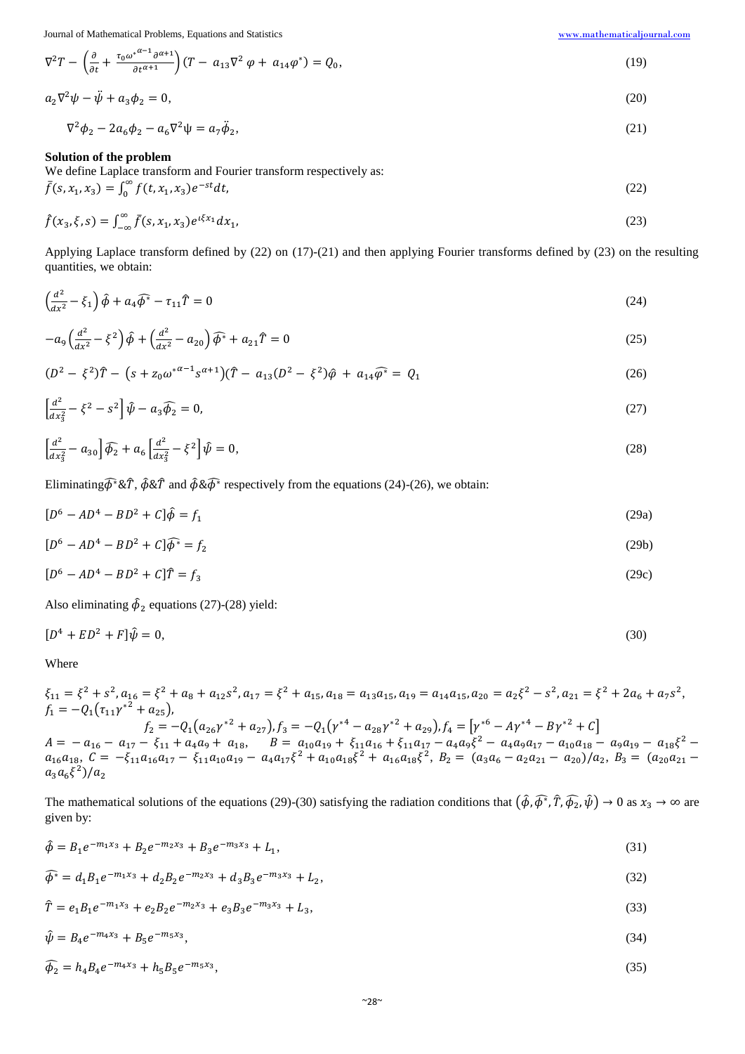$$\nabla^2 T - \left(\frac{\partial}{\partial t} + \frac{\tau_0 \omega^{*\alpha-1} \partial^{\alpha+1}}{\partial t^{\alpha+1}}\right)(T - a_{13}\nabla^2 \varphi + a_{14}\varphi^*) = Q_0, \tag{19}$$

$$a_2 \nabla^2 \psi - \ddot{\psi} + a_3 \phi_2 = 0, \tag{20}$$

$$\nabla^2 \phi_2 - 2a_6 \phi_2 - a_6 \nabla^2 \psi = a_7 \ddot{\phi}_2, \tag{21}$$

**Solution of the problem**

We define Laplace transform and Fourier transform respectively as:

$$\bar{f}(s, x_1, x_3) = \int_0^\infty f(t, x_1, x_3) e^{-st} dt, \tag{22}$$

$$\hat{f}(x_3, \xi, s) = \int_{-\infty}^\infty \bar{f}(s, x_1, x_3) e^{\iota \xi x_1} dx_1, \tag{23}$$

Applying Laplace transform defined by (22) on (17)-(21) and then applying Fourier transforms defined by (23) on the resulting quantities, we obtain:

$$\left(\frac{d^2}{dx^2} - \xi_1\right)\hat{\phi} + a_4 \widehat{\phi^*} - \tau_{11}\hat{T} = 0 \tag{24}$$

$$-a_9\left(\frac{d^2}{dx^2} - \xi^2\right)\hat{\phi} + \left(\frac{d^2}{dx^2} - a_{20}\right)\widehat{\phi^*} + a_{21}\hat{T} = 0 \tag{25}$$

$$(D^2 - \xi^2)\hat{T} - \left(s + z_0 \omega^{*\alpha-1} s^{\alpha+1}\right)(\hat{T} - a_{13}(D^2 - \xi^2)\hat{\varphi} + a_{14}\widehat{\varphi^*} = Q_1 \tag{26}$$

$$\left[\frac{d^2}{dx_3^2} - \xi^2 - s^2\right]\hat{\psi} - a_3 \widehat{\phi_2} = 0, \tag{27}$$

$$\left[\frac{d^2}{dx_3^2} - a_{30}\right]\widehat{\phi_2} + a_6\left[\frac{d^2}{dx_3^2} - \xi^2\right]\hat{\psi} = 0, \tag{28}$$

Eliminating $\widehat{\phi^*}$&$\hat{T}$, $\hat{\phi}$&$\hat{T}$ and $\hat{\phi}$&$\widehat{\phi^*}$ respectively from the equations (24)-(26), we obtain:

$$[D^6 - AD^4 - BD^2 + C]\hat{\phi} = f_1 \tag{29a}$$

$$[D^6 - AD^4 - BD^2 + C]\widehat{\phi^*} = f_2 \tag{29b}$$

$$[D^6 - AD^4 - BD^2 + C]\hat{T} = f_3 \tag{29c}$$

Also eliminating $\hat{\phi}_2$ equations (27)-(28) yield:

$$[D^4 + ED^2 + F]\hat{\psi} = 0, \tag{30}$$

Where

$\xi_{11} = \xi^2 + s^2, a_{16} = \xi^2 + a_8 + a_{12}s^2, a_{17} = \xi^2 + a_{15}, a_{18} = a_{13}a_{15}, a_{19} = a_{14}a_{15}, a_{20} = a_2\xi^2 - s^2, a_{21} = \xi^2 + 2a_6 + a_7 s^2,$
$f_1 = -Q_1(\tau_{11}\gamma^{*2} + a_{25}),$

$f_2 = -Q_1(a_{26}\gamma^{*2} + a_{27}), f_3 = -Q_1(\gamma^{*4} - a_{28}\gamma^{*2} + a_{29}), f_4 = [\gamma^{*6} - A\gamma^{*4} - B\gamma^{*2} + C]$

$A = -a_{16} - a_{17} - \xi_{11} + a_4 a_9 + a_{18}, \quad B = a_{10}a_{19} + \xi_{11}a_{16} + \xi_{11}a_{17} - a_4 a_9 \xi^2 - a_4 a_9 a_{17} - a_{10}a_{18} - a_9 a_{19} - a_{18}\xi^2 - a_{16}a_{18}$, $C = -\xi_{11}a_{16}a_{17} - \xi_{11}a_{10}a_{19} - a_4 a_{17}\xi^2 + a_{10}a_{18}\xi^2 + a_{16}a_{18}\xi^2$, $B_2 = (a_3 a_6 - a_2 a_{21} - a_{20})/a_2$, $B_3 = (a_{20}a_{21} - a_3 a_6 \xi^2)/a_2$

The mathematical solutions of the equations (29)-(30) satisfying the radiation conditions that $(\hat{\phi}, \widehat{\phi^*}, \hat{T}, \widehat{\phi_2}, \hat{\psi}) \to 0$ as $x_3 \to \infty$ are given by:

$$\hat{\phi} = B_1 e^{-m_1 x_3} + B_2 e^{-m_2 x_3} + B_3 e^{-m_3 x_3} + L_1, \tag{31}$$

$$\widehat{\phi^*} = d_1 B_1 e^{-m_1 x_3} + d_2 B_2 e^{-m_2 x_3} + d_3 B_3 e^{-m_3 x_3} + L_2, \tag{32}$$

$$\hat{T} = e_1 B_1 e^{-m_1 x_3} + e_2 B_2 e^{-m_2 x_3} + e_3 B_3 e^{-m_3 x_3} + L_3, \tag{33}$$

$$\hat{\psi} = B_4 e^{-m_4 x_3} + B_5 e^{-m_5 x_3}, \tag{34}$$

$$\widehat{\phi_2} = h_4 B_4 e^{-m_4 x_3} + h_5 B_5 e^{-m_5 x_3}, \tag{35}$$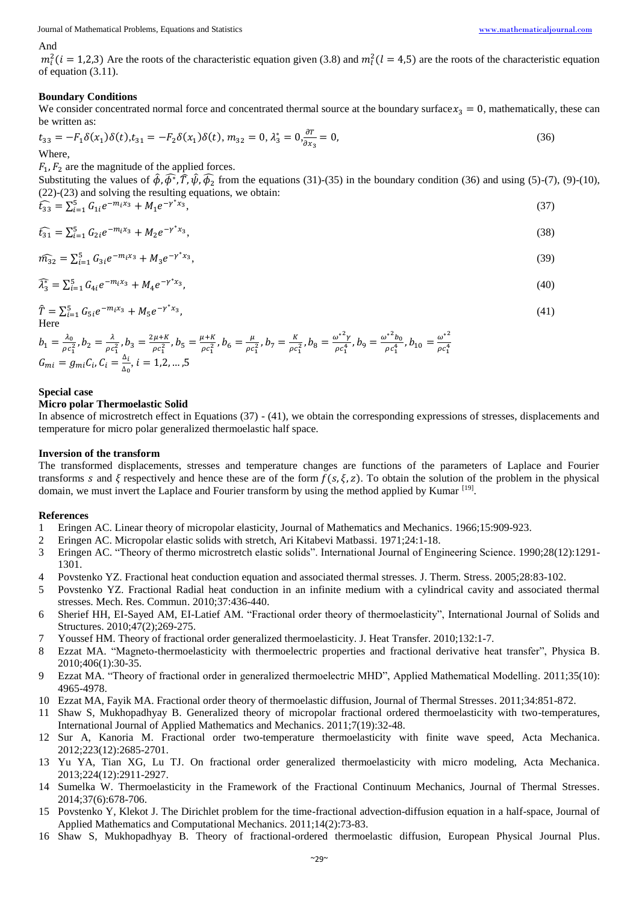And

$m_i^2 (i = 1,2,3)$ Are the roots of the characteristic equation given (3.8) and $m_l^2 (l = 4,5)$ are the roots of the characteristic equation of equation (3.11).

### Boundary Conditions

We consider concentrated normal force and concentrated thermal source at the boundary surface $x_3 = 0$, mathematically, these can be written as:

$$t_{33} = -F_1 \delta(x_1)\delta(t), t_{31} = -F_2 \delta(x_1)\delta(t), m_{32} = 0, \lambda_3^* = 0, \frac{\partial T}{\partial x_3} = 0, \tag{36}$$

Where,

$F_1, F_2$ are the magnitude of the applied forces.

Substituting the values of $\hat{\phi}, \widehat{\phi^*}, \hat{T}, \hat{\psi}, \widehat{\phi_2}$ from the equations (31)-(35) in the boundary condition (36) and using (5)-(7), (9)-(10), (22)-(23) and solving the resulting equations, we obtain:

$$\widehat{t_{33}} = \sum_{i=1}^{5} G_{1i} e^{-m_i x_3} + M_1 e^{-\gamma^* x_3}, \tag{37}$$

$$\widehat{t_{31}} = \sum_{i=1}^{5} G_{2i} e^{-m_i x_3} + M_2 e^{-\gamma^* x_3}, \tag{38}$$

$$\widehat{m_{32}} = \sum_{i=1}^{5} G_{3i} e^{-m_i x_3} + M_3 e^{-\gamma^* x_3}, \tag{39}$$

$$\widehat{\lambda_3^*} = \sum_{i=1}^{5} G_{4i} e^{-m_i x_3} + M_4 e^{-\gamma^* x_3}, \tag{40}$$

$$\hat{T} = \sum_{i=1}^{5} G_{5i} e^{-m_i x_3} + M_5 e^{-\gamma^* x_3}, \tag{41}$$

Here

$$b_1 = \frac{\lambda_0}{\rho c_1^2}, b_2 = \frac{\lambda}{\rho c_1^2}, b_3 = \frac{2\mu + K}{\rho c_1^2}, b_5 = \frac{\mu + K}{\rho c_1^2}, b_6 = \frac{\mu}{\rho c_1^2}, b_7 = \frac{K}{\rho c_1^2}, b_8 = \frac{\omega^{*2}\gamma}{\rho c_1^4}, b_9 = \frac{\omega^{*2} b_0}{\rho c_1^4}, b_{10} = \frac{\omega^{*2}}{\rho c_1^4}$$

$$G_{mi} = g_{mi} C_i, C_i = \frac{\Delta_i}{\Delta_0}, i = 1,2, \ldots, 5$$

### Special case

### Micro polar Thermoelastic Solid

In absence of microstretch effect in Equations (37) - (41), we obtain the corresponding expressions of stresses, displacements and temperature for micro polar generalized thermoelastic half space.

### Inversion of the transform

The transformed displacements, stresses and temperature changes are functions of the parameters of Laplace and Fourier transforms $s$ and $\xi$ respectively and hence these are of the form $f(s, \xi, z)$. To obtain the solution of the problem in the physical domain, we must invert the Laplace and Fourier transform by using the method applied by Kumar [19].

### References

1. Eringen AC. Linear theory of micropolar elasticity, Journal of Mathematics and Mechanics. 1966;15:909-923.
2. Eringen AC. Micropolar elastic solids with stretch, Ari Kitabevi Matbassi. 1971;24:1-18.
3. Eringen AC. "Theory of thermo microstretch elastic solids". International Journal of Engineering Science. 1990;28(12):1291-1301.
4. Povstenko YZ. Fractional heat conduction equation and associated thermal stresses. J. Therm. Stress. 2005;28:83-102.
5. Povstenko YZ. Fractional Radial heat conduction in an infinite medium with a cylindrical cavity and associated thermal stresses. Mech. Res. Commun. 2010;37:436-440.
6. Sherief HH, EI-Sayed AM, EI-Latief AM. "Fractional order theory of thermoelasticity", International Journal of Solids and Structures. 2010;47(2);269-275.
7. Youssef HM. Theory of fractional order generalized thermoelasticity. J. Heat Transfer. 2010;132:1-7.
8. Ezzat MA. "Magneto-thermoelasticity with thermoelectric properties and fractional derivative heat transfer", Physica B. 2010;406(1):30-35.
9. Ezzat MA. "Theory of fractional order in generalized thermoelectric MHD", Applied Mathematical Modelling. 2011;35(10): 4965-4978.
10. Ezzat MA, Fayik MA. Fractional order theory of thermoelastic diffusion, Journal of Thermal Stresses. 2011;34:851-872.
11. Shaw S, Mukhopadhyay B. Generalized theory of micropolar fractional ordered thermoelasticity with two-temperatures, International Journal of Applied Mathematics and Mechanics. 2011;7(19):32-48.
12. Sur A, Kanoria M. Fractional order two-temperature thermoelasticity with finite wave speed, Acta Mechanica. 2012;223(12):2685-2701.
13. Yu YA, Tian XG, Lu TJ. On fractional order generalized thermoelasticity with micro modeling, Acta Mechanica. 2013;224(12):2911-2927.
14. Sumelka W. Thermoelasticity in the Framework of the Fractional Continuum Mechanics, Journal of Thermal Stresses. 2014;37(6):678-706.
15. Povstenko Y, Klekot J. The Dirichlet problem for the time-fractional advection-diffusion equation in a half-space, Journal of Applied Mathematics and Computational Mechanics. 2011;14(2):73-83.
16. Shaw S, Mukhopadhyay B. Theory of fractional-ordered thermoelastic diffusion, European Physical Journal Plus.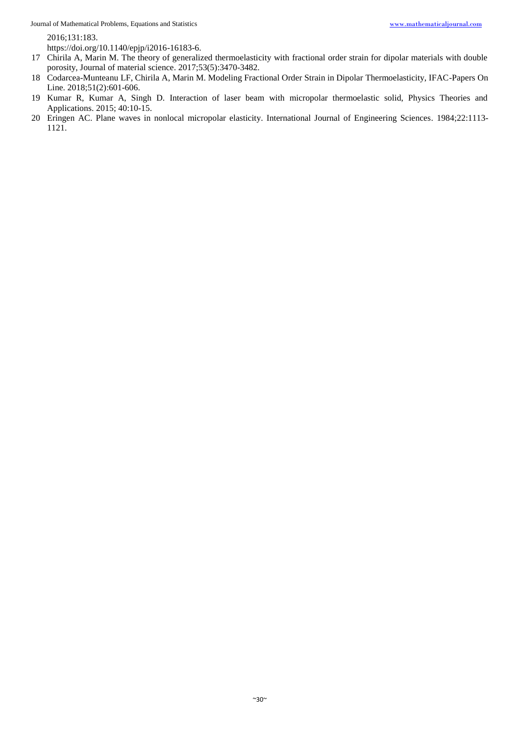2016;131:183.
https://doi.org/10.1140/epjp/i2016-16183-6.

17. Chirila A, Marin M. The theory of generalized thermoelasticity with fractional order strain for dipolar materials with double porosity, Journal of material science. 2017;53(5):3470-3482.
18. Codarcea-Munteanu LF, Chirila A, Marin M. Modeling Fractional Order Strain in Dipolar Thermoelasticity, IFAC-Papers On Line. 2018;51(2):601-606.
19. Kumar R, Kumar A, Singh D. Interaction of laser beam with micropolar thermoelastic solid, Physics Theories and Applications. 2015; 40:10-15.
20. Eringen AC. Plane waves in nonlocal micropolar elasticity. International Journal of Engineering Sciences. 1984;22:1113-1121.